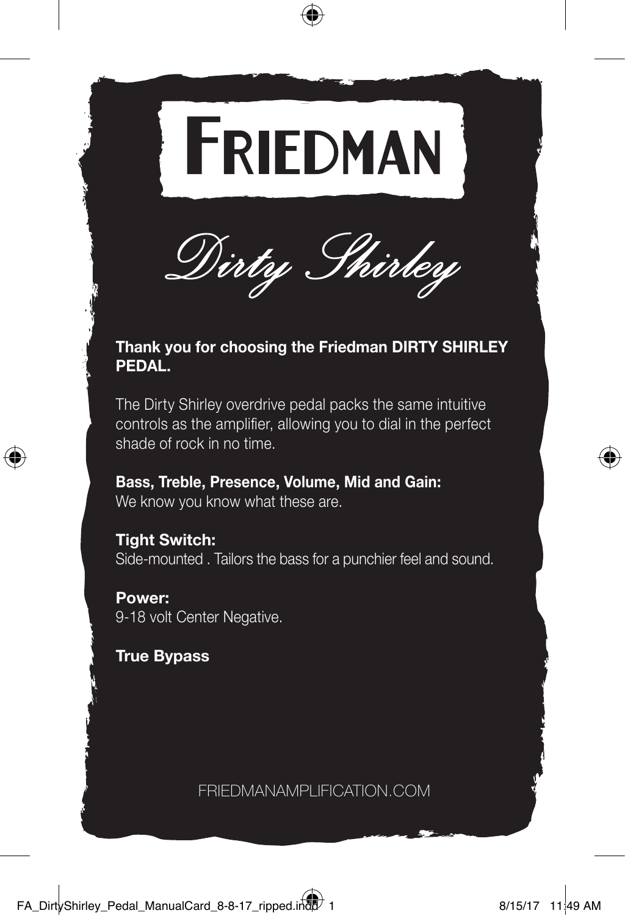# FRIEDMAN

## *Dirty Shirley*

**Thank you for choosing the Friedman DIRTY SHIRLEY PEDAL.**

The Dirty Shirley overdrive pedal packs the same intuitive controls as the amplifier, allowing you to dial in the perfect shade of rock in no time.

**Bass, Treble, Presence, Volume, Mid and Gain:**
We know you know what these are.

**Tight Switch:**
Side-mounted . Tailors the bass for a punchier feel and sound.

**Power:**
9-18 volt Center Negative.

**True Bypass**

FRIEDMANAMPLIFICATION.COM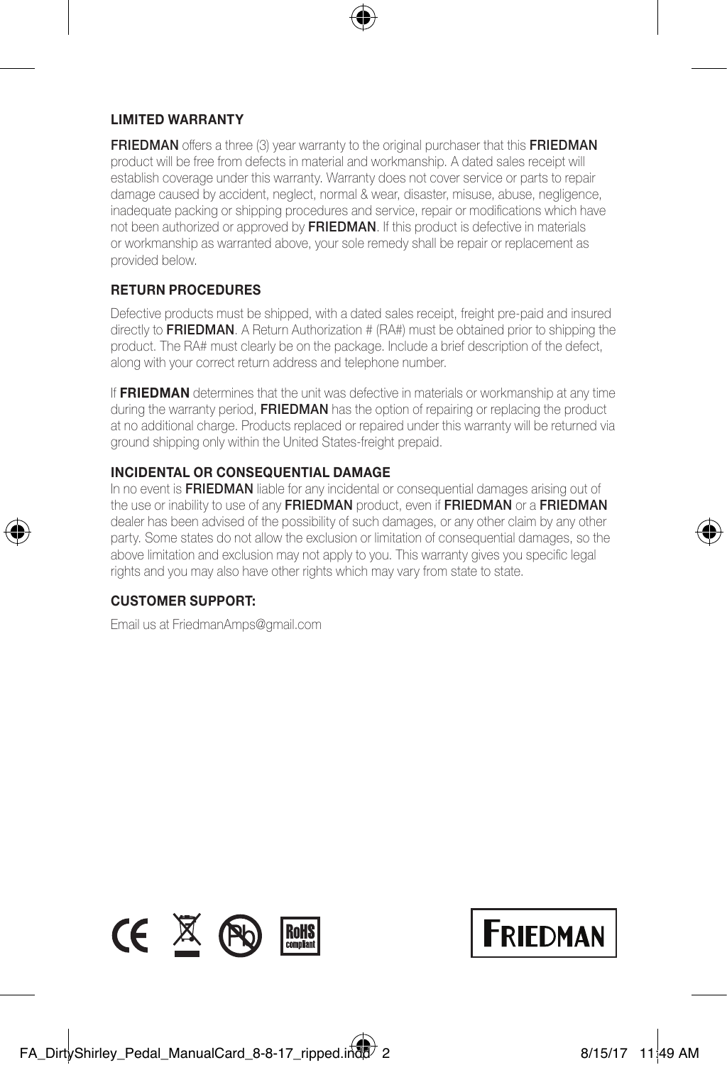## LIMITED WARRANTY

**FRIEDMAN** offers a three (3) year warranty to the original purchaser that this **FRIEDMAN** product will be free from defects in material and workmanship. A dated sales receipt will establish coverage under this warranty. Warranty does not cover service or parts to repair damage caused by accident, neglect, normal & wear, disaster, misuse, abuse, negligence, inadequate packing or shipping procedures and service, repair or modifications which have not been authorized or approved by **FRIEDMAN**. If this product is defective in materials or workmanship as warranted above, your sole remedy shall be repair or replacement as provided below.

## RETURN PROCEDURES

Defective products must be shipped, with a dated sales receipt, freight pre-paid and insured directly to **FRIEDMAN**. A Return Authorization # (RA#) must be obtained prior to shipping the product. The RA# must clearly be on the package. Include a brief description of the defect, along with your correct return address and telephone number.

If **FRIEDMAN** determines that the unit was defective in materials or workmanship at any time during the warranty period, **FRIEDMAN** has the option of repairing or replacing the product at no additional charge. Products replaced or repaired under this warranty will be returned via ground shipping only within the United States-freight prepaid.

## INCIDENTAL OR CONSEQUENTIAL DAMAGE

In no event is **FRIEDMAN** liable for any incidental or consequential damages arising out of the use or inability to use of any **FRIEDMAN** product, even if **FRIEDMAN** or a **FRIEDMAN** dealer has been advised of the possibility of such damages, or any other claim by any other party. Some states do not allow the exclusion or limitation of consequential damages, so the above limitation and exclusion may not apply to you. This warranty gives you specific legal rights and you may also have other rights which may vary from state to state.

## CUSTOMER SUPPORT:

Email us at FriedmanAmps@gmail.com

RoHS compliant

FRIEDMAN